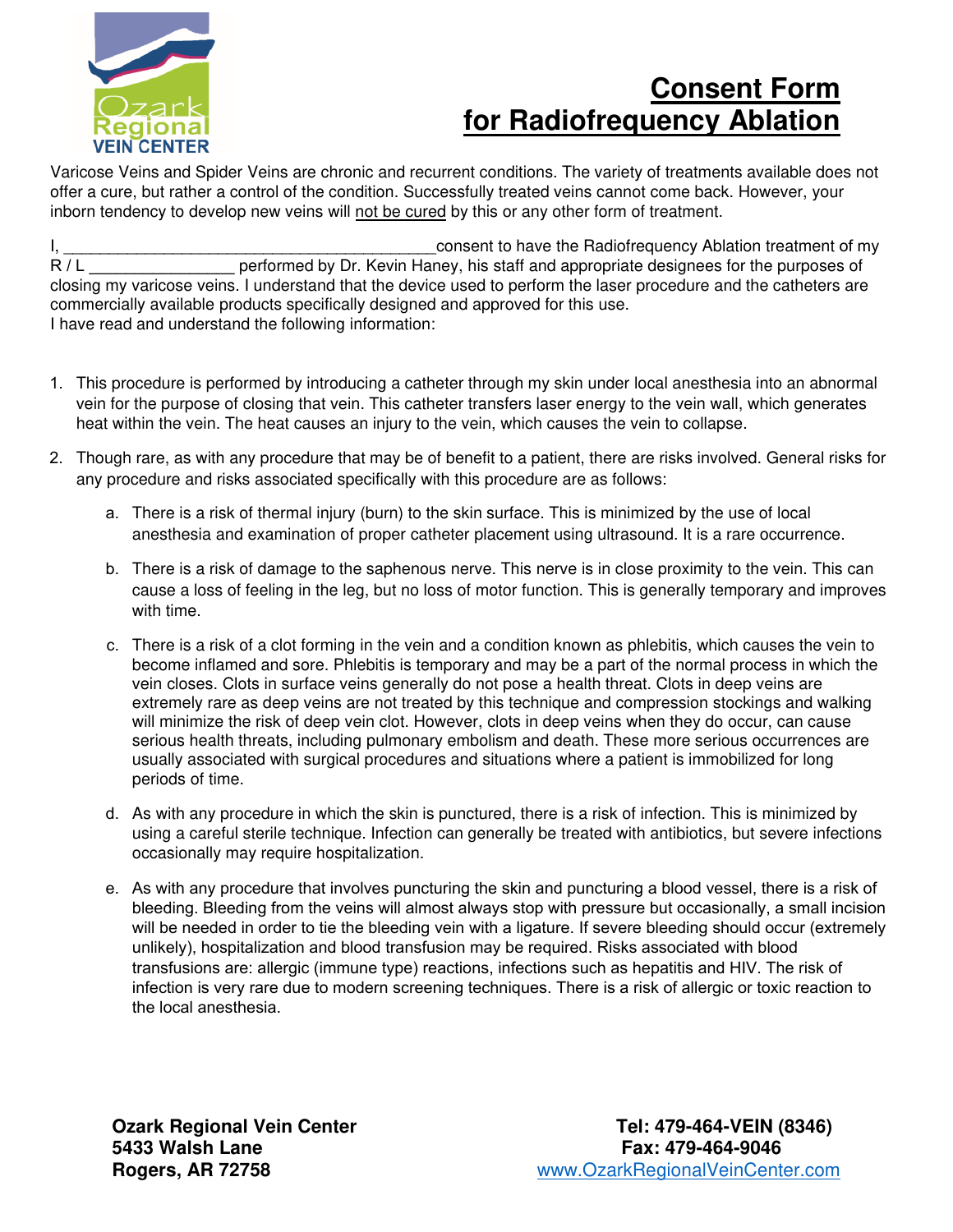Ozark Regional VEIN CENTER

# Consent Form for Radiofrequency Ablation

Varicose Veins and Spider Veins are chronic and recurrent conditions. The variety of treatments available does not offer a cure, but rather a control of the condition. Successfully treated veins cannot come back. However, your inborn tendency to develop new veins will not be cured by this or any other form of treatment.

I, ________________________________________consent to have the Radiofrequency Ablation treatment of my R / L _______________ performed by Dr. Kevin Haney, his staff and appropriate designees for the purposes of closing my varicose veins. I understand that the device used to perform the laser procedure and the catheters are commercially available products specifically designed and approved for this use.
I have read and understand the following information:

1. This procedure is performed by introducing a catheter through my skin under local anesthesia into an abnormal vein for the purpose of closing that vein. This catheter transfers laser energy to the vein wall, which generates heat within the vein. The heat causes an injury to the vein, which causes the vein to collapse.

2. Though rare, as with any procedure that may be of benefit to a patient, there are risks involved. General risks for any procedure and risks associated specifically with this procedure are as follows:

   a. There is a risk of thermal injury (burn) to the skin surface. This is minimized by the use of local anesthesia and examination of proper catheter placement using ultrasound. It is a rare occurrence.

   b. There is a risk of damage to the saphenous nerve. This nerve is in close proximity to the vein. This can cause a loss of feeling in the leg, but no loss of motor function. This is generally temporary and improves with time.

   c. There is a risk of a clot forming in the vein and a condition known as phlebitis, which causes the vein to become inflamed and sore. Phlebitis is temporary and may be a part of the normal process in which the vein closes. Clots in surface veins generally do not pose a health threat. Clots in deep veins are extremely rare as deep veins are not treated by this technique and compression stockings and walking will minimize the risk of deep vein clot. However, clots in deep veins when they do occur, can cause serious health threats, including pulmonary embolism and death. These more serious occurrences are usually associated with surgical procedures and situations where a patient is immobilized for long periods of time.

   d. As with any procedure in which the skin is punctured, there is a risk of infection. This is minimized by using a careful sterile technique. Infection can generally be treated with antibiotics, but severe infections occasionally may require hospitalization.

   e. As with any procedure that involves puncturing the skin and puncturing a blood vessel, there is a risk of bleeding. Bleeding from the veins will almost always stop with pressure but occasionally, a small incision will be needed in order to tie the bleeding vein with a ligature. If severe bleeding should occur (extremely unlikely), hospitalization and blood transfusion may be required. Risks associated with blood transfusions are: allergic (immune type) reactions, infections such as hepatitis and HIV. The risk of infection is very rare due to modern screening techniques. There is a risk of allergic or toxic reaction to the local anesthesia.

**Ozark Regional Vein Center**
**5433 Walsh Lane**
**Rogers, AR 72758**

**Tel: 479-464-VEIN (8346)**
**Fax: 479-464-9046**
www.OzarkRegionalVeinCenter.com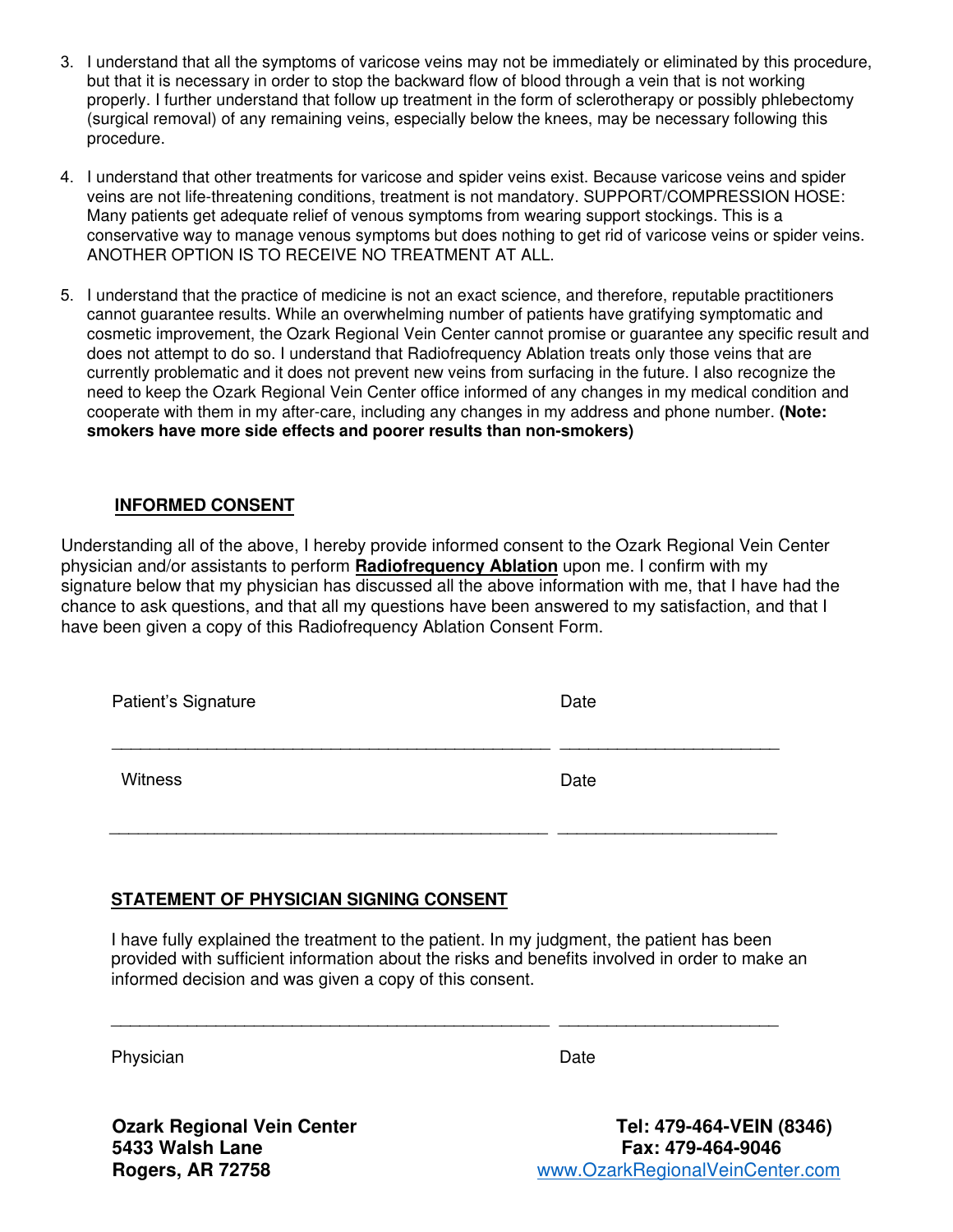3. I understand that all the symptoms of varicose veins may not be immediately or eliminated by this procedure, but that it is necessary in order to stop the backward flow of blood through a vein that is not working properly. I further understand that follow up treatment in the form of sclerotherapy or possibly phlebectomy (surgical removal) of any remaining veins, especially below the knees, may be necessary following this procedure.

4. I understand that other treatments for varicose and spider veins exist. Because varicose veins and spider veins are not life-threatening conditions, treatment is not mandatory. SUPPORT/COMPRESSION HOSE: Many patients get adequate relief of venous symptoms from wearing support stockings. This is a conservative way to manage venous symptoms but does nothing to get rid of varicose veins or spider veins. ANOTHER OPTION IS TO RECEIVE NO TREATMENT AT ALL.

5. I understand that the practice of medicine is not an exact science, and therefore, reputable practitioners cannot guarantee results. While an overwhelming number of patients have gratifying symptomatic and cosmetic improvement, the Ozark Regional Vein Center cannot promise or guarantee any specific result and does not attempt to do so. I understand that Radiofrequency Ablation treats only those veins that are currently problematic and it does not prevent new veins from surfacing in the future. I also recognize the need to keep the Ozark Regional Vein Center office informed of any changes in my medical condition and cooperate with them in my after-care, including any changes in my address and phone number. **(Note: smokers have more side effects and poorer results than non-smokers)**

## INFORMED CONSENT

Understanding all of the above, I hereby provide informed consent to the Ozark Regional Vein Center physician and/or assistants to perform **Radiofrequency Ablation** upon me. I confirm with my signature below that my physician has discussed all the above information with me, that I have had the chance to ask questions, and that all my questions have been answered to my satisfaction, and that I have been given a copy of this Radiofrequency Ablation Consent Form.

Patient's Signature _______________________________________________ Date ______________________

Witness _______________________________________________ Date ______________________

## STATEMENT OF PHYSICIAN SIGNING CONSENT

I have fully explained the treatment to the patient. In my judgment, the patient has been provided with sufficient information about the risks and benefits involved in order to make an informed decision and was given a copy of this consent.

_______________________________________________ ______________________

Physician Date

**Ozark Regional Vein Center**
**5433 Walsh Lane**
**Rogers, AR 72758**

**Tel: 479-464-VEIN (8346)**
**Fax: 479-464-9046**
www.OzarkRegionalVeinCenter.com